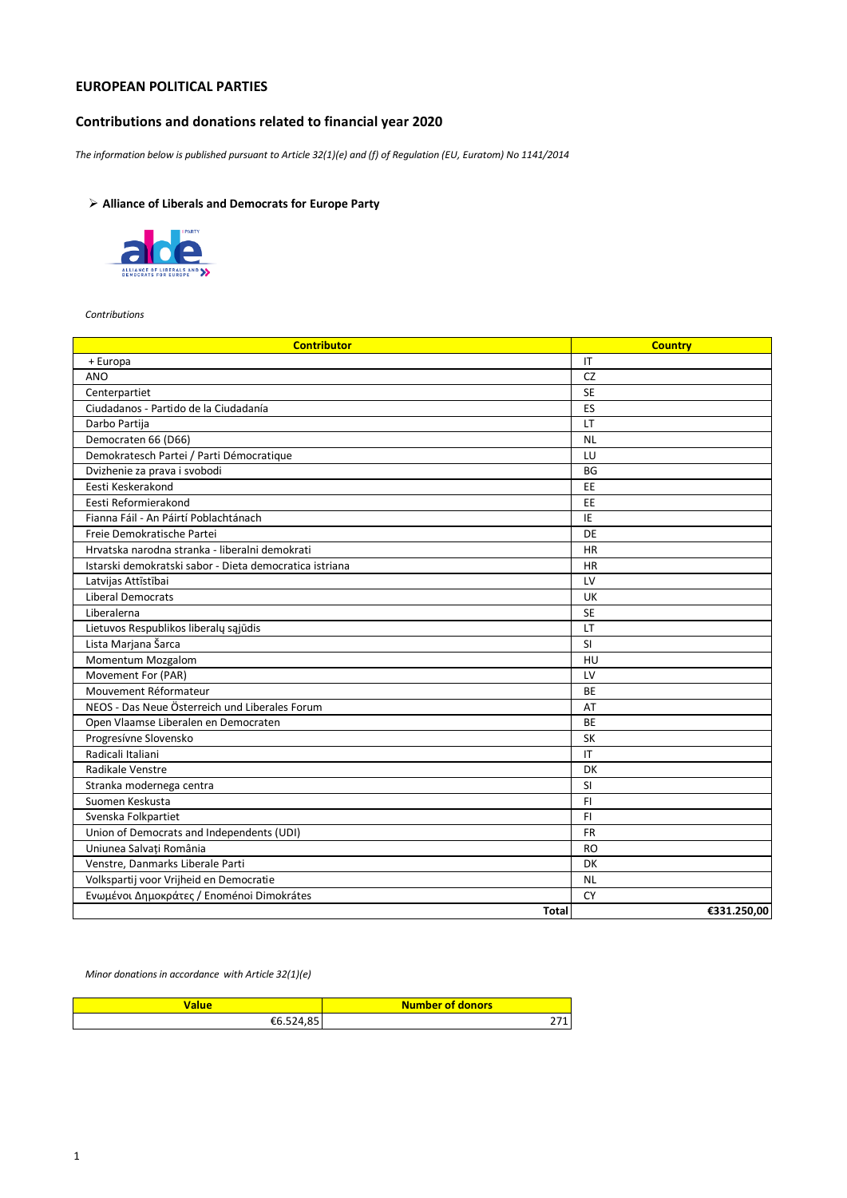# EUROPEAN POLITICAL PARTIES

## Contributions and donations related to financial year 2020

*The information below is published pursuant to Article 32(1)(e) and (f) of Regulation (EU, Euratom) No 1141/2014*

### ➢ Alliance of Liberals and Democrats for Europe Party

*Contributions*

| Contributor | Country |
|---|---|
| + Europa | IT |
| ANO | CZ |
| Centerpartiet | SE |
| Ciudadanos - Partido de la Ciudadanía | ES |
| Darbo Partija | LT |
| Democraten 66 (D66) | NL |
| Demokratesch Partei / Parti Démocratique | LU |
| Dvizhenie za prava i svobodi | BG |
| Eesti Keskerakond | EE |
| Eesti Reformierakond | EE |
| Fianna Fáil - An Páirtí Poblachtánach | IE |
| Freie Demokratische Partei | DE |
| Hrvatska narodna stranka - liberalni demokrati | HR |
| Istarski demokratski sabor - Dieta democratica istriana | HR |
| Latvijas Attīstībai | LV |
| Liberal Democrats | UK |
| Liberalerna | SE |
| Lietuvos Respublikos liberalų sąjūdis | LT |
| Lista Marjana Šarca | SI |
| Momentum Mozgalom | HU |
| Movement For (PAR) | LV |
| Mouvement Réformateur | BE |
| NEOS - Das Neue Österreich und Liberales Forum | AT |
| Open Vlaamse Liberalen en Democraten | BE |
| Progresívne Slovensko | SK |
| Radicali Italiani | IT |
| Radikale Venstre | DK |
| Stranka modernega centra | SI |
| Suomen Keskusta | FI |
| Svenska Folkpartiet | FI |
| Union of Democrats and Independents (UDI) | FR |
| Uniunea Salvați România | RO |
| Venstre, Danmarks Liberale Parti | DK |
| Volkspartij voor Vrijheid en Democratie | NL |
| Ενωμένοι Δημοκράτες / Enoménoi Dimokrátes | CY |
| **Total** | **€331.250,00** |

*Minor donations in accordance with Article 32(1)(e)*

| Value | Number of donors |
|---|---|
| €6.524,85 | 271 |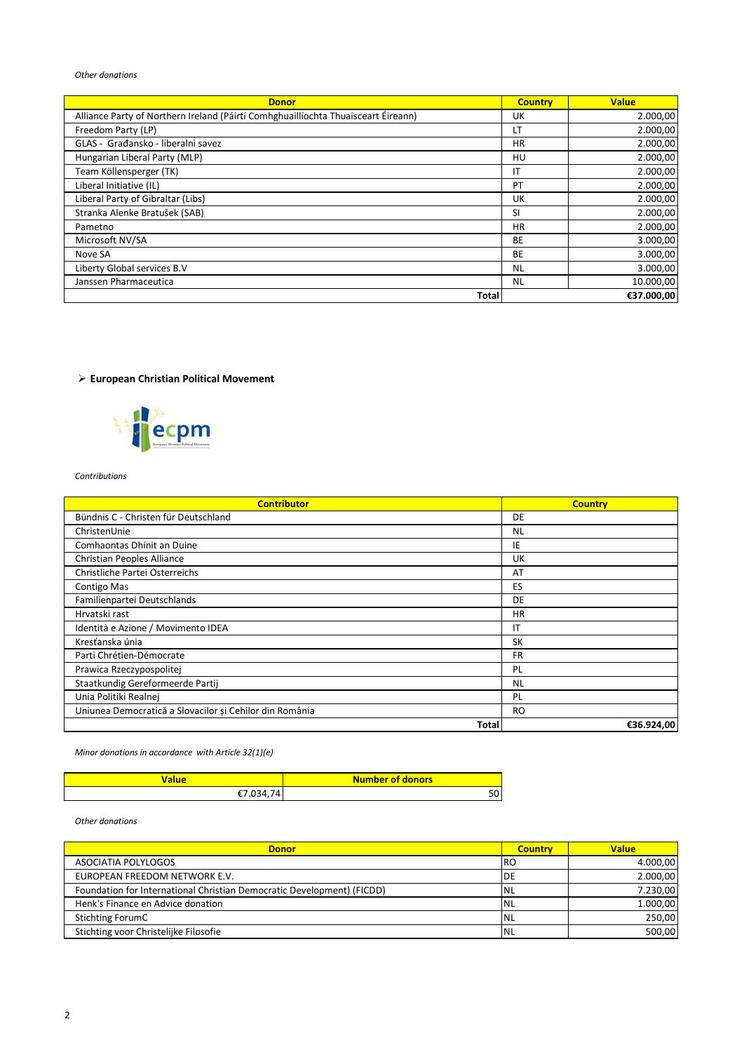*Other donations*

| Donor | Country | Value |
| --- | --- | --- |
| Alliance Party of Northern Ireland (Páirtí Comhghuaillíochta Thuaisceart Éireann) | UK | 2.000,00 |
| Freedom Party (LP) | LT | 2.000,00 |
| GLAS - Građansko - liberalni savez | HR | 2.000,00 |
| Hungarian Liberal Party (MLP) | HU | 2.000,00 |
| Team Köllensperger (TK) | IT | 2.000,00 |
| Liberal Initiative (IL) | PT | 2.000,00 |
| Liberal Party of Gibraltar (Libs) | UK | 2.000,00 |
| Stranka Alenke Bratušek (SAB) | SI | 2.000,00 |
| Pametno | HR | 2.000,00 |
| Microsoft NV/SA | BE | 3.000,00 |
| Nove SA | BE | 3.000,00 |
| Liberty Global services B.V | NL | 3.000,00 |
| Janssen Pharmaceutica | NL | 10.000,00 |
| **Total** | | **€37.000,00** |

- **European Christian Political Movement**

*Contributions*

| Contributor | Country |
| --- | --- |
| Bündnis C - Christen für Deutschland | DE |
| ChristenUnie | NL |
| Comhaontas Dhínit an Duine | IE |
| Christian Peoples Alliance | UK |
| Christliche Partei Osterreichs | AT |
| Contigo Mas | ES |
| Familienpartei Deutschlands | DE |
| Hrvatski rast | HR |
| Identità e Azione / Movimento IDEA | IT |
| Kresťanska únia | SK |
| Parti Chrétien-Démocrate | FR |
| Prawica Rzeczypospolitej | PL |
| Staatkundig Gereformeerde Partij | NL |
| Unia Politiki Realnej | PL |
| Uniunea Democratică a Slovacilor și Cehilor din România | RO |
| **Total** | **€36.924,00** |

*Minor donations in accordance with Article 32(1)(e)*

| Value | Number of donors |
| --- | --- |
| €7.034,74 | 50 |

*Other donations*

| Donor | Country | Value |
| --- | --- | --- |
| ASOCIATIA POLYLOGOS | RO | 4.000,00 |
| EUROPEAN FREEDOM NETWORK E.V. | DE | 2.000,00 |
| Foundation for International Christian Democratic Development) (FICDD) | NL | 7.230,00 |
| Henk's Finance en Advice donation | NL | 1.000,00 |
| Stichting ForumC | NL | 250,00 |
| Stichting voor Christelijke Filosofie | NL | 500,00 |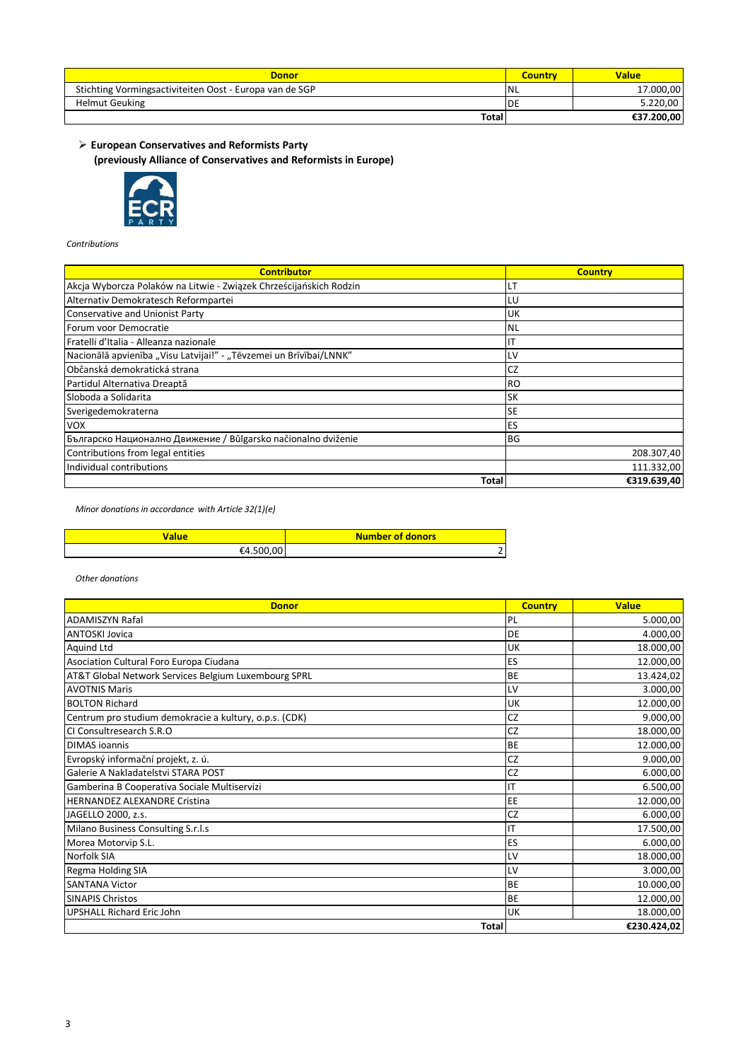| Donor | Country | Value |
|---|---|---|
| Stichting Vormingsactiviteiten Oost - Europa van de SGP | NL | 17.000,00 |
| Helmut Geuking | DE | 5.220,00 |
| Total | | €37.200,00 |

- **European Conservatives and Reformists Party**
  **(previously Alliance of Conservatives and Reformists in Europe)**

*Contributions*

| Contributor | Country |
|---|---|
| Akcja Wyborcza Polaków na Litwie - Związek Chrześcijańskich Rodzin | LT |
| Alternativ Demokratesch Reformpartei | LU |
| Conservative and Unionist Party | UK |
| Forum voor Democratie | NL |
| Fratelli d'Italia - Alleanza nazionale | IT |
| Nacionālā apvienība „Visu Latvijai!" - „Tēvzemei un Brīvībai/LNNK" | LV |
| Občanská demokratická strana | CZ |
| Partidul Alternativa Dreaptă | RO |
| Sloboda a Solidarita | SK |
| Sverigedemokraterna | SE |
| VOX | ES |
| Българско Национално Движение / Bŭlgarsko načionalno dviženie | BG |
| Contributions from legal entities | 208.307,40 |
| Individual contributions | 111.332,00 |
| Total | €319.639,40 |

*Minor donations in accordance with Article 32(1)(e)*

| Value | Number of donors |
|---|---|
| €4.500,00 | 2 |

*Other donations*

| Donor | Country | Value |
|---|---|---|
| ADAMISZYN Rafal | PL | 5.000,00 |
| ANTOSKI Jovica | DE | 4.000,00 |
| Aquind Ltd | UK | 18.000,00 |
| Asociation Cultural Foro Europa Ciudana | ES | 12.000,00 |
| AT&T Global Network Services Belgium Luxembourg SPRL | BE | 13.424,02 |
| AVOTNIS Maris | LV | 3.000,00 |
| BOLTON Richard | UK | 12.000,00 |
| Centrum pro studium demokracie a kultury, o.p.s. (CDK) | CZ | 9.000,00 |
| CI Consultresearch S.R.O | CZ | 18.000,00 |
| DIMAS ioannis | BE | 12.000,00 |
| Evropský informační projekt, z. ú. | CZ | 9.000,00 |
| Galerie A Nakladatelstvi STARA POST | CZ | 6.000,00 |
| Gamberina B Cooperativa Sociale Multiservizi | IT | 6.500,00 |
| HERNANDEZ ALEXANDRE Cristina | EE | 12.000,00 |
| JAGELLO 2000, z.s. | CZ | 6.000,00 |
| Milano Business Consulting S.r.l.s | IT | 17.500,00 |
| Morea Motorvip S.L. | ES | 6.000,00 |
| Norfolk SIA | LV | 18.000,00 |
| Regma Holding SIA | LV | 3.000,00 |
| SANTANA Victor | BE | 10.000,00 |
| SINAPIS Christos | BE | 12.000,00 |
| UPSHALL Richard Eric John | UK | 18.000,00 |
| Total | | €230.424,02 |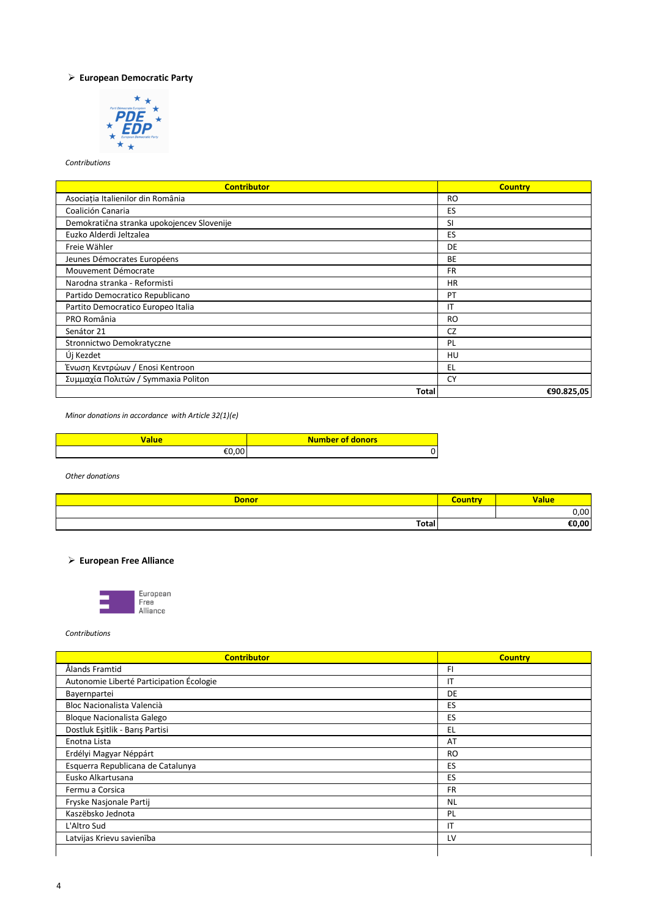- **European Democratic Party**

*Contributions*

| Contributor | Country |
|---|---|
| Asociația Italienilor din România | RO |
| Coalición Canaria | ES |
| Demokratična stranka upokojencev Slovenije | SI |
| Euzko Alderdi Jeltzalea | ES |
| Freie Wähler | DE |
| Jeunes Démocrates Européens | BE |
| Mouvement Démocrate | FR |
| Narodna stranka - Reformisti | HR |
| Partido Democratico Republicano | PT |
| Partito Democratico Europeo Italia | IT |
| PRO România | RO |
| Senátor 21 | CZ |
| Stronnictwo Demokratyczne | PL |
| Új Kezdet | HU |
| Ένωση Κεντρώων / Enosi Kentroon | EL |
| Συμμαχία Πολιτών / Symmaxia Politon | CY |
| **Total** | **€90.825,05** |

*Minor donations in accordance with Article 32(1)(e)*

| Value | Number of donors |
|---|---|
| €0,00 | 0 |

*Other donations*

| Donor | Country | Value |
|---|---|---|
| | | 0,00 |
| **Total** | | **€0,00** |

- **European Free Alliance**

*Contributions*

| Contributor | Country |
|---|---|
| Ålands Framtid | FI |
| Autonomie Liberté Participation Écologie | IT |
| Bayernpartei | DE |
| Bloc Nacionalista Valencià | ES |
| Bloque Nacionalista Galego | ES |
| Dostluk Eşitlik - Barış Partisi | EL |
| Enotna Lista | AT |
| Erdélyi Magyar Néppárt | RO |
| Esquerra Republicana de Catalunya | ES |
| Eusko Alkartusana | ES |
| Fermu a Corsica | FR |
| Fryske Nasjonale Partij | NL |
| Kaszëbsko Jednota | PL |
| L'Altro Sud | IT |
| Latvijas Krievu savienība | LV |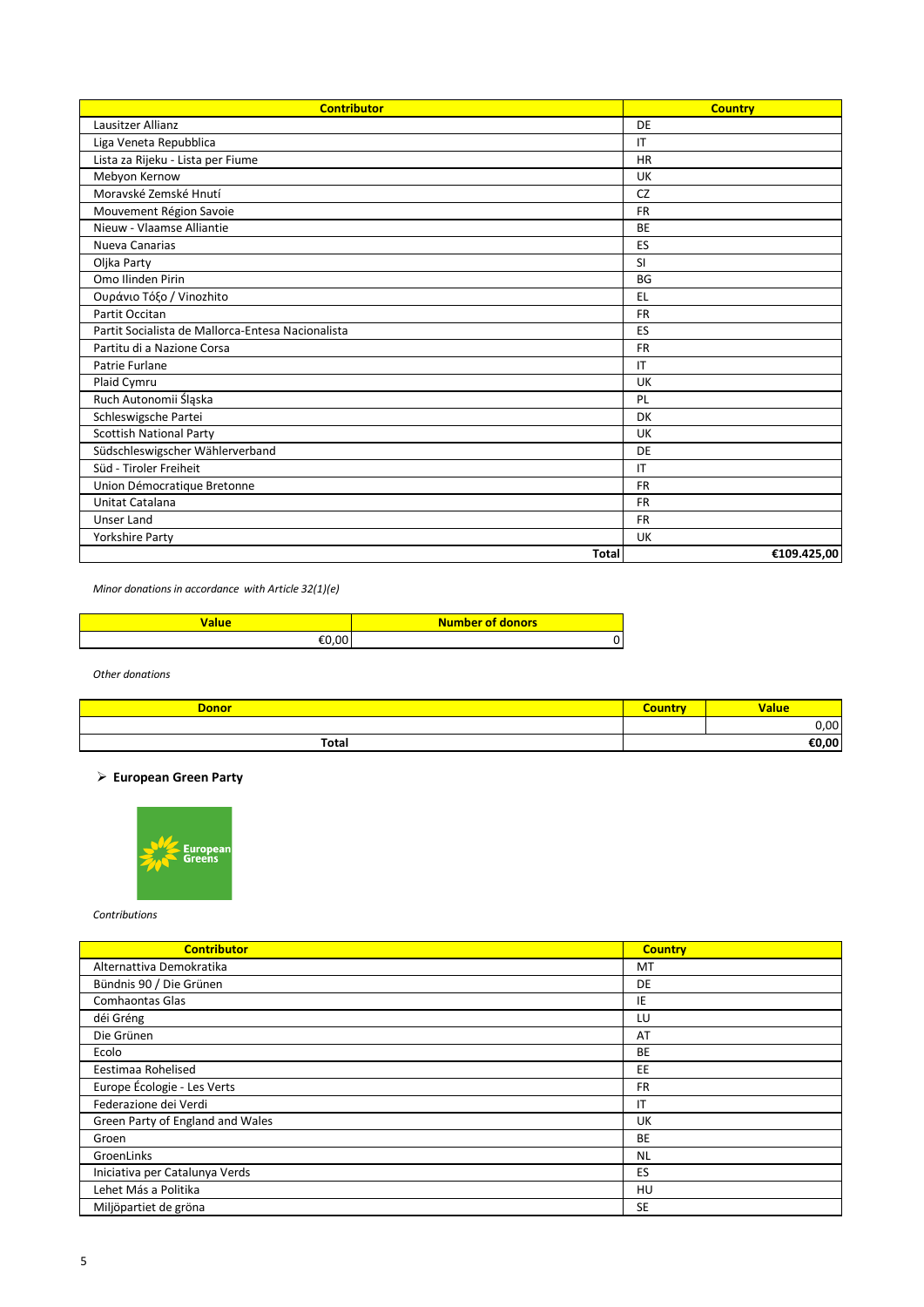| Contributor | Country |
| --- | --- |
| Lausitzer Allianz | DE |
| Liga Veneta Repubblica | IT |
| Lista za Rijeku - Lista per Fiume | HR |
| Mebyon Kernow | UK |
| Moravské Zemské Hnutí | CZ |
| Mouvement Région Savoie | FR |
| Nieuw - Vlaamse Alliantie | BE |
| Nueva Canarias | ES |
| Oljka Party | SI |
| Omo Ilinden Pirin | BG |
| Ουράνιο Τόξο / Vinozhito | EL |
| Partit Occitan | FR |
| Partit Socialista de Mallorca-Entesa Nacionalista | ES |
| Partitu di a Nazione Corsa | FR |
| Patrie Furlane | IT |
| Plaid Cymru | UK |
| Ruch Autonomii Śląska | PL |
| Schleswigsche Partei | DK |
| Scottish National Party | UK |
| Südschleswigscher Wählerverband | DE |
| Süd - Tiroler Freiheit | IT |
| Union Démocratique Bretonne | FR |
| Unitat Catalana | FR |
| Unser Land | FR |
| Yorkshire Party | UK |
| **Total** | **€109.425,00** |

*Minor donations in accordance with Article 32(1)(e)*

| Value | Number of donors |
| --- | --- |
| €0,00 | 0 |

*Other donations*

| Donor | Country | Value |
| --- | --- | --- |
| | | 0,00 |
| **Total** | | **€0,00** |

- **European Green Party**

*Contributions*

| Contributor | Country |
| --- | --- |
| Alternattiva Demokratika | MT |
| Bündnis 90 / Die Grünen | DE |
| Comhaontas Glas | IE |
| déi Gréng | LU |
| Die Grünen | AT |
| Ecolo | BE |
| Eestimaa Rohelised | EE |
| Europe Écologie - Les Verts | FR |
| Federazione dei Verdi | IT |
| Green Party of England and Wales | UK |
| Groen | BE |
| GroenLinks | NL |
| Iniciativa per Catalunya Verds | ES |
| Lehet Más a Politika | HU |
| Miljöpartiet de gröna | SE |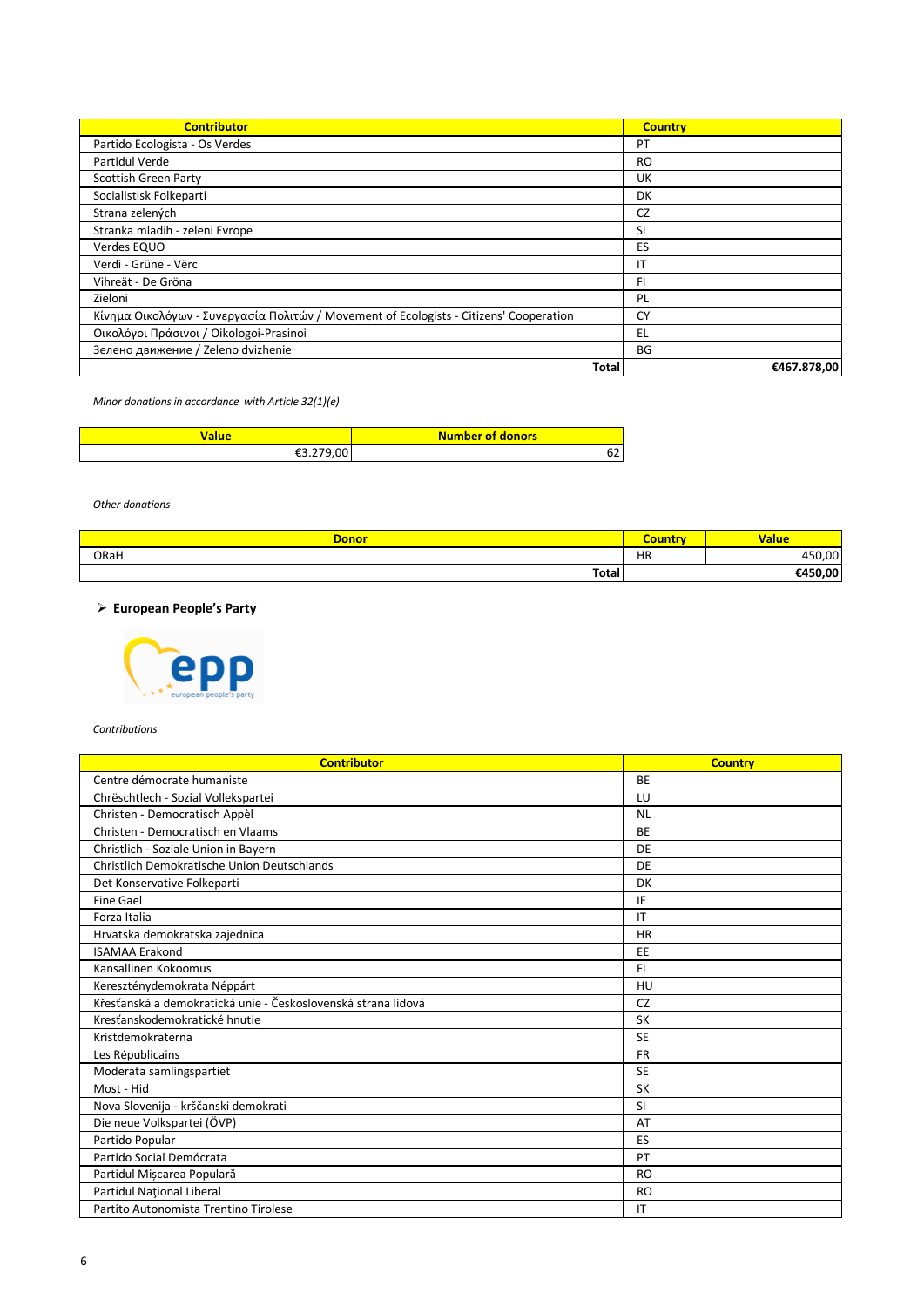| Contributor | Country |
| --- | --- |
| Partido Ecologista - Os Verdes | PT |
| Partidul Verde | RO |
| Scottish Green Party | UK |
| Socialistisk Folkeparti | DK |
| Strana zelených | CZ |
| Stranka mladih - zeleni Evrope | SI |
| Verdes EQUO | ES |
| Verdi - Grüne - Vërc | IT |
| Vihreät - De Gröna | FI |
| Zieloni | PL |
| Κίνημα Οικολόγων - Συνεργασία Πολιτών / Movement of Ecologists - Citizens' Cooperation | CY |
| Οικολόγοι Πράσινοι / Oikologoi-Prasinoi | EL |
| Зелено движение / Zeleno dvizhenie | BG |
| **Total** | **€467.878,00** |

*Minor donations in accordance with Article 32(1)(e)*

| Value | Number of donors |
| --- | --- |
| €3.279,00 | 62 |

*Other donations*

| Donor | Country | Value |
| --- | --- | --- |
| ORaH | HR | 450,00 |
| **Total** | | **€450,00** |

- **European People's Party**

*Contributions*

| Contributor | Country |
| --- | --- |
| Centre démocrate humaniste | BE |
| Chrëschtlech - Sozial Vollekspartei | LU |
| Christen - Democratisch Appèl | NL |
| Christen - Democratisch en Vlaams | BE |
| Christlich - Soziale Union in Bayern | DE |
| Christlich Demokratische Union Deutschlands | DE |
| Det Konservative Folkeparti | DK |
| Fine Gael | IE |
| Forza Italia | IT |
| Hrvatska demokratska zajednica | HR |
| ISAMAA Erakond | EE |
| Kansallinen Kokoomus | FI |
| Kereszténydemokrata Néppárt | HU |
| Křesťanská a demokratická unie - Československá strana lidová | CZ |
| Kresťanskodemokratické hnutie | SK |
| Kristdemokraterna | SE |
| Les Républicains | FR |
| Moderata samlingspartiet | SE |
| Most - Hid | SK |
| Nova Slovenija - krščanski demokrati | SI |
| Die neue Volkspartei (ÖVP) | AT |
| Partido Popular | ES |
| Partido Social Demócrata | PT |
| Partidul Mişcarea Populară | RO |
| Partidul Naţional Liberal | RO |
| Partito Autonomista Trentino Tirolese | IT |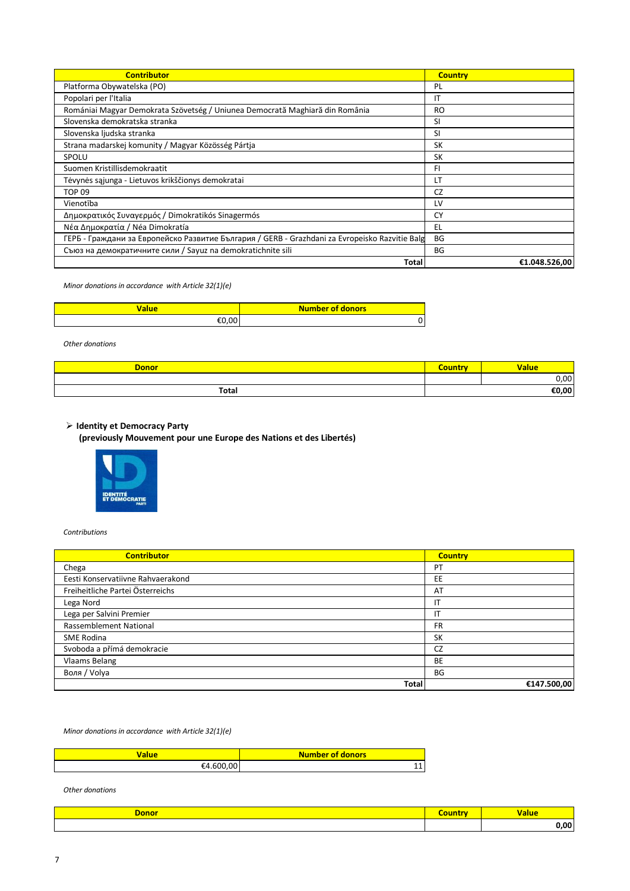| Contributor | Country |
|---|---|
| Platforma Obywatelska (PO) | PL |
| Popolari per l'Italia | IT |
| Romániai Magyar Demokrata Szövetség / Uniunea Democrată Maghiară din România | RO |
| Slovenska demokratska stranka | SI |
| Slovenska ljudska stranka | SI |
| Strana madarskej komunity / Magyar Közösség Pártja | SK |
| SPOLU | SK |
| Suomen Kristillisdemokraatit | FI |
| Tėvynės sąjunga - Lietuvos krikščionys demokratai | LT |
| TOP 09 | CZ |
| Vienotība | LV |
| Δημοκρατικός Συναγερμός / Dimokratikós Sinagermós | CY |
| Νέα Δημοκρατία / Néa Dimokratía | EL |
| ГЕРБ - Граждани за Европейско Развитие България / GERB - Grazhdani za Evropeisko Razvitie Balg | BG |
| Съюз на демократичните сили / Sayuz na demokratichnite sili | BG |
| **Total** | **€1.048.526,00** |

*Minor donations in accordance with Article 32(1)(e)*

| Value | Number of donors |
|---|---|
| €0,00 | 0 |

*Other donations*

| Donor | Country | Value |
|---|---|---|
| | | 0,00 |
| **Total** | | **€0,00** |

- **Identity et Democracy Party**
  **(previously Mouvement pour une Europe des Nations et des Libertés)**

*Contributions*

| Contributor | Country |
|---|---|
| Chega | PT |
| Eesti Konservatiivne Rahvaerakond | EE |
| Freiheitliche Partei Österreichs | AT |
| Lega Nord | IT |
| Lega per Salvini Premier | IT |
| Rassemblement National | FR |
| SME Rodina | SK |
| Svoboda a přímá demokracie | CZ |
| Vlaams Belang | BE |
| Воля / Volya | BG |
| **Total** | **€147.500,00** |

*Minor donations in accordance with Article 32(1)(e)*

| Value | Number of donors |
|---|---|
| €4.600,00 | 11 |

*Other donations*

| Donor | Country | Value |
|---|---|---|
| | | **0,00** |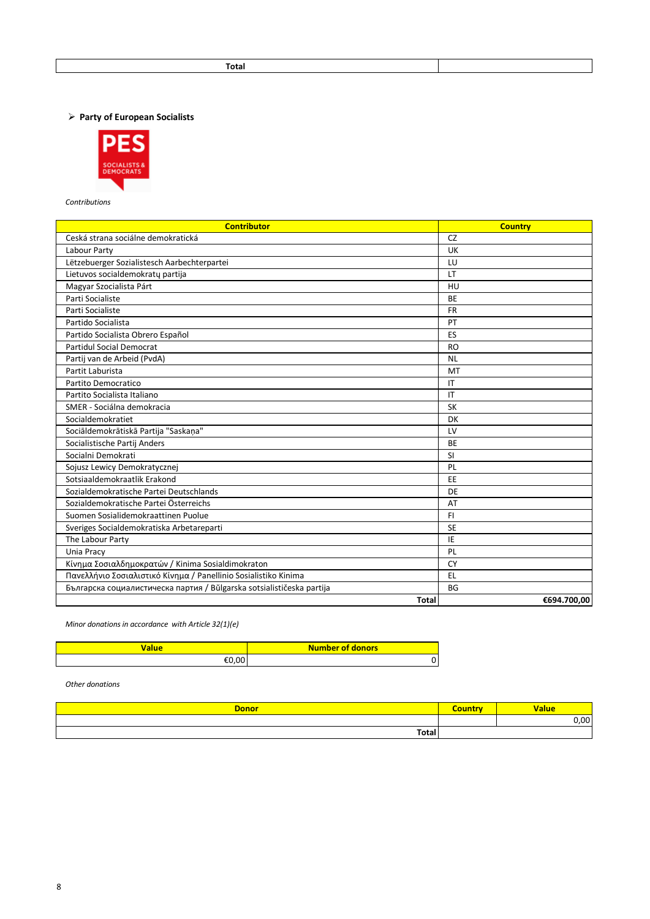| Total | |
|---|---|

- **Party of European Socialists**

*Contributions*

| Contributor | Country |
|---|---|
| Ceská strana sociálne demokratická | CZ |
| Labour Party | UK |
| Lëtzebuerger Sozialistesch Aarbechterpartei | LU |
| Lietuvos socialdemokratų partija | LT |
| Magyar Szocialista Párt | HU |
| Parti Socialiste | BE |
| Parti Socialiste | FR |
| Partido Socialista | PT |
| Partido Socialista Obrero Español | ES |
| Partidul Social Democrat | RO |
| Partij van de Arbeid (PvdA) | NL |
| Partit Laburista | MT |
| Partito Democratico | IT |
| Partito Socialista Italiano | IT |
| SMER - Sociálna demokracia | SK |
| Socialdemokratiet | DK |
| Sociāldemokrātiskā Partija "Saskaņa" | LV |
| Socialistische Partij Anders | BE |
| Socialni Demokrati | SI |
| Sojusz Lewicy Demokratycznej | PL |
| Sotsiaaldemokraatlik Erakond | EE |
| Sozialdemokratische Partei Deutschlands | DE |
| Sozialdemokratische Partei Österreichs | AT |
| Suomen Sosialidemokraattinen Puolue | FI |
| Sveriges Socialdemokratiska Arbetareparti | SE |
| The Labour Party | IE |
| Unia Pracy | PL |
| Κίνημα Σοσιαλδημοκρατών / Kinima Sosialdimokraton | CY |
| Πανελλήνιο Σοσιαλιστικό Κίνημα / Panellinio Sosialistiko Kinima | EL |
| Българска социалистическа партия / Bŭlgarska sotsialističeska partija | BG |
| **Total** | **€694.700,00** |

*Minor donations in accordance with Article 32(1)(e)*

| Value | Number of donors |
|---|---|
| €0,00 | 0 |

*Other donations*

| Donor | Country | Value |
|---|---|---|
| | | 0,00 |
| **Total** | | |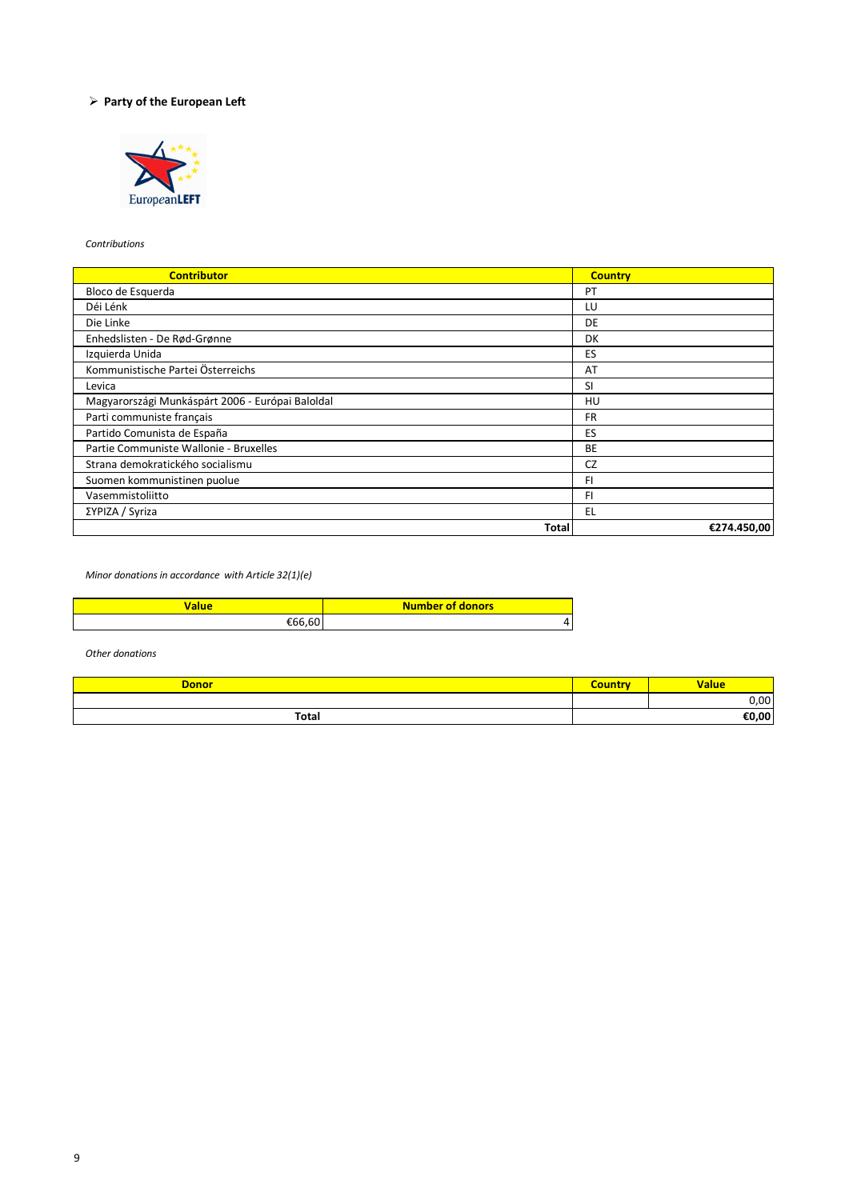- **Party of the European Left**

*Contributions*

| Contributor | Country |
|---|---|
| Bloco de Esquerda | PT |
| Déi Lénk | LU |
| Die Linke | DE |
| Enhedslisten - De Rød-Grønne | DK |
| Izquierda Unida | ES |
| Kommunistische Partei Österreichs | AT |
| Levica | SI |
| Magyarországi Munkáspárt 2006 - Európai Baloldal | HU |
| Parti communiste français | FR |
| Partido Comunista de España | ES |
| Partie Communiste Wallonie - Bruxelles | BE |
| Strana demokratického socialismu | CZ |
| Suomen kommunistinen puolue | FI |
| Vasemmistoliitto | FI |
| ΣΥΡΙΖΑ / Syriza | EL |
| **Total** | **€274.450,00** |

*Minor donations in accordance with Article 32(1)(e)*

| Value | Number of donors |
|---|---|
| €66,60 | 4 |

*Other donations*

| Donor | Country | Value |
|---|---|---|
| | | 0,00 |
| **Total** | | **€0,00** |